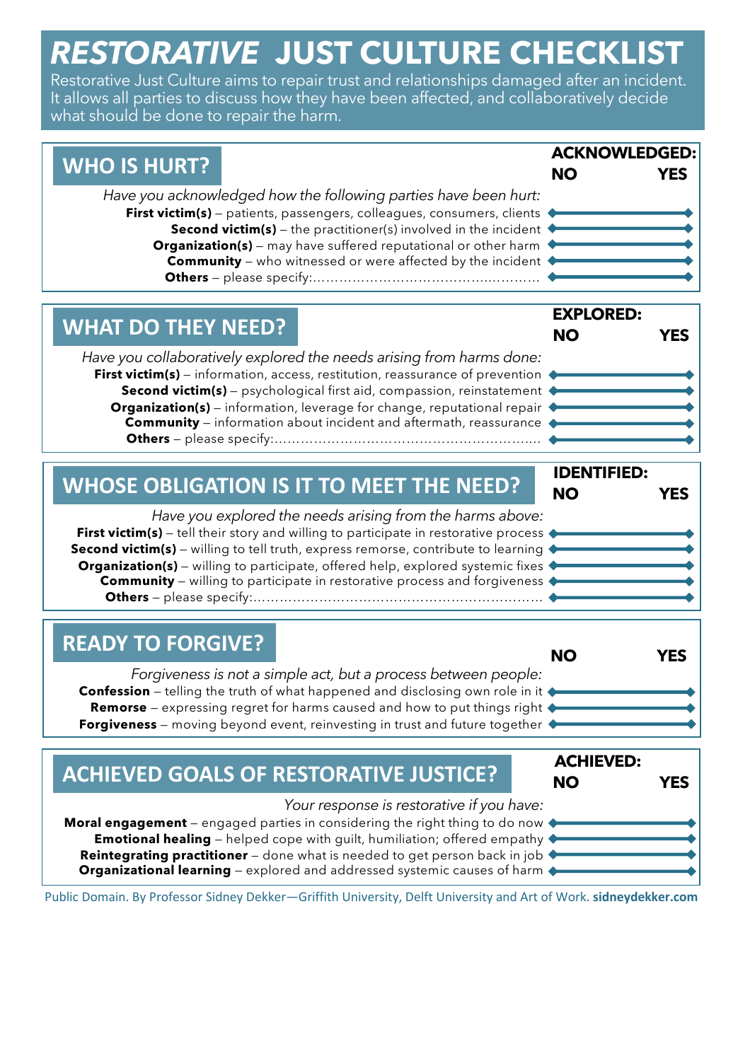# *RESTORATIVE* JUST CULTURE CHECKLIST

Restorative Just Culture aims to repair trust and relationships damaged after an incident. It allows all parties to discuss how they have been affected, and collaboratively decide what should be done to repair the harm.

## WHO IS HURT?

**ACKNOWLEDGED:** NO — YES

*Have you acknowledged how the following parties have been hurt:*

- **First victim(s)** – patients, passengers, colleagues, consumers, clients
- **Second victim(s)** – the practitioner(s) involved in the incident
- **Organization(s)** – may have suffered reputational or other harm
- **Community** – who witnessed or were affected by the incident
- **Others** – please specify:…………………………………………………

## WHAT DO THEY NEED?

**EXPLORED:** NO — YES

*Have you collaboratively explored the needs arising from harms done:*

- **First victim(s)** – information, access, restitution, reassurance of prevention
- **Second victim(s)** – psychological first aid, compassion, reinstatement
- **Organization(s)** – information, leverage for change, reputational repair
- **Community** – information about incident and aftermath, reassurance
- **Others** – please specify:…………………………………………………………

## WHOSE OBLIGATION IS IT TO MEET THE NEED?

**IDENTIFIED:** NO — YES

*Have you explored the needs arising from the harms above:*

- **First victim(s)** – tell their story and willing to participate in restorative process
- **Second victim(s)** – willing to tell truth, express remorse, contribute to learning
- **Organization(s)** – willing to participate, offered help, explored systemic fixes
- **Community** – willing to participate in restorative process and forgiveness
- **Others** – please specify:……………………………………………………………

## READY TO FORGIVE?

NO — YES

*Forgiveness is not a simple act, but a process between people:*

- **Confession** – telling the truth of what happened and disclosing own role in it
- **Remorse** – expressing regret for harms caused and how to put things right
- **Forgiveness** – moving beyond event, reinvesting in trust and future together

## ACHIEVED GOALS OF RESTORATIVE JUSTICE?

**ACHIEVED:** NO — YES

*Your response is restorative if you have:*

- **Moral engagement** – engaged parties in considering the right thing to do now
- **Emotional healing** – helped cope with guilt, humiliation; offered empathy
- **Reintegrating practitioner** – done what is needed to get person back in job
- **Organizational learning** – explored and addressed systemic causes of harm

Public Domain. By Professor Sidney Dekker—Griffith University, Delft University and Art of Work. **sidneydekker.com**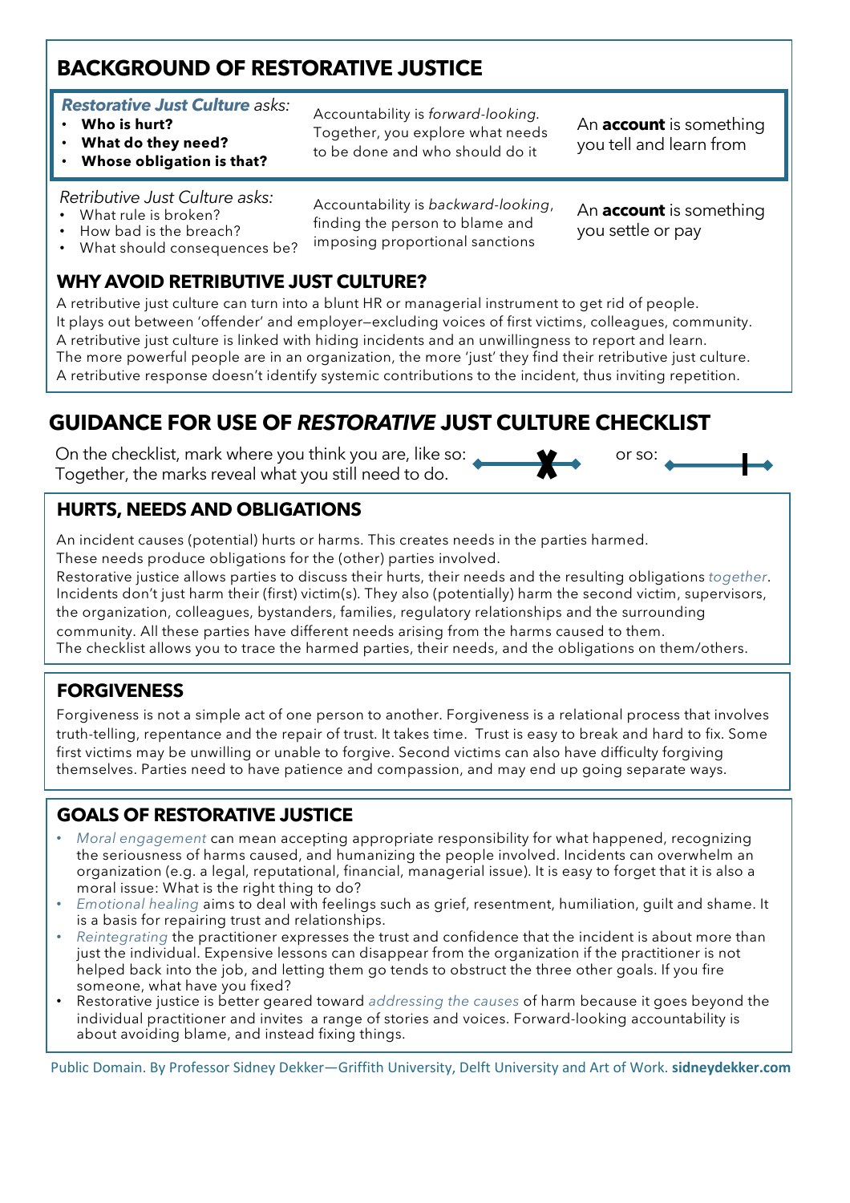# BACKGROUND OF RESTORATIVE JUSTICE

| | | |
|---|---|---|
| ***Restorative Just Culture** asks:*<br>• **Who is hurt?**<br>• **What do they need?**<br>• **Whose obligation is that?** | Accountability is *forward-looking.* Together, you explore what needs to be done and who should do it | An **account** is something you tell and learn from |
| *Retributive Just Culture asks:*<br>• What rule is broken?<br>• How bad is the breach?<br>• What should consequences be? | Accountability is *backward-looking*, finding the person to blame and imposing proportional sanctions | An **account** is something you settle or pay |

## WHY AVOID RETRIBUTIVE JUST CULTURE?

A retributive just culture can turn into a blunt HR or managerial instrument to get rid of people.
It plays out between 'offender' and employer—excluding voices of first victims, colleagues, community.
A retributive just culture is linked with hiding incidents and an unwillingness to report and learn.
The more powerful people are in an organization, the more 'just' they find their retributive just culture.
A retributive response doesn't identify systemic contributions to the incident, thus inviting repetition.

# GUIDANCE FOR USE OF *RESTORATIVE* JUST CULTURE CHECKLIST

On the checklist, mark where you think you are, like so: ✗ or so: |
Together, the marks reveal what you still need to do.

## HURTS, NEEDS AND OBLIGATIONS

An incident causes (potential) hurts or harms. This creates needs in the parties harmed.
These needs produce obligations for the (other) parties involved.
Restorative justice allows parties to discuss their hurts, their needs and the resulting obligations *together*.
Incidents don't just harm their (first) victim(s). They also (potentially) harm the second victim, supervisors, the organization, colleagues, bystanders, families, regulatory relationships and the surrounding community. All these parties have different needs arising from the harms caused to them.
The checklist allows you to trace the harmed parties, their needs, and the obligations on them/others.

## FORGIVENESS

Forgiveness is not a simple act of one person to another. Forgiveness is a relational process that involves truth-telling, repentance and the repair of trust. It takes time. Trust is easy to break and hard to fix. Some first victims may be unwilling or unable to forgive. Second victims can also have difficulty forgiving themselves. Parties need to have patience and compassion, and may end up going separate ways.

## GOALS OF RESTORATIVE JUSTICE

- *Moral engagement* can mean accepting appropriate responsibility for what happened, recognizing the seriousness of harms caused, and humanizing the people involved. Incidents can overwhelm an organization (e.g. a legal, reputational, financial, managerial issue). It is easy to forget that it is also a moral issue: What is the right thing to do?
- *Emotional healing* aims to deal with feelings such as grief, resentment, humiliation, guilt and shame. It is a basis for repairing trust and relationships.
- *Reintegrating* the practitioner expresses the trust and confidence that the incident is about more than just the individual. Expensive lessons can disappear from the organization if the practitioner is not helped back into the job, and letting them go tends to obstruct the three other goals. If you fire someone, what have you fixed?
- Restorative justice is better geared toward *addressing the causes* of harm because it goes beyond the individual practitioner and invites a range of stories and voices. Forward-looking accountability is about avoiding blame, and instead fixing things.

Public Domain. By Professor Sidney Dekker—Griffith University, Delft University and Art of Work. **sidneydekker.com**